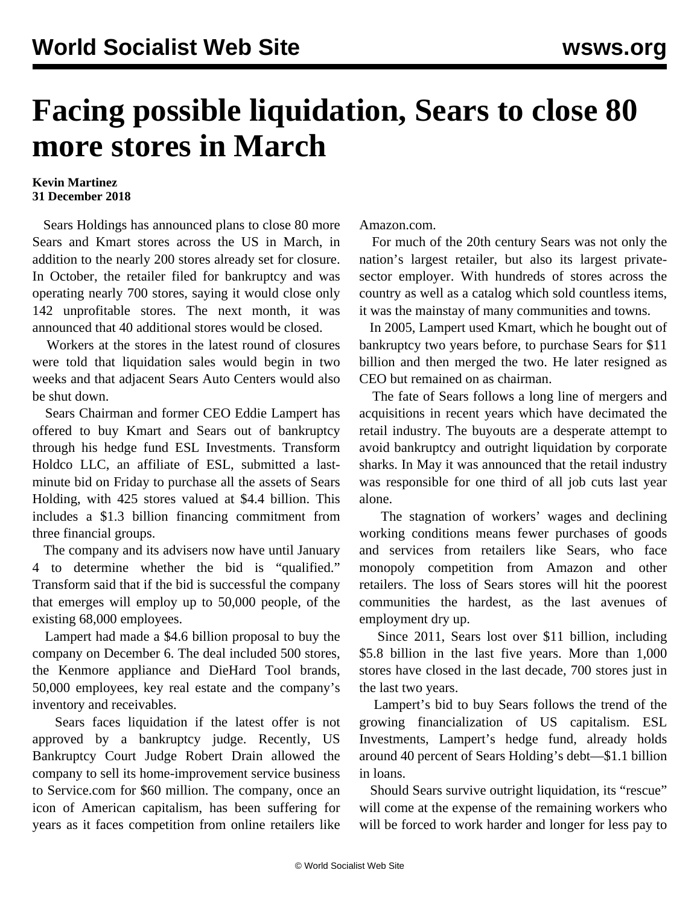# Facing possible liquidation, Sears to close 80 more stores in March

**Kevin Martinez**
**31 December 2018**

Sears Holdings has announced plans to close 80 more Sears and Kmart stores across the US in March, in addition to the nearly 200 stores already set for closure. In October, the retailer filed for bankruptcy and was operating nearly 700 stores, saying it would close only 142 unprofitable stores. The next month, it was announced that 40 additional stores would be closed.

Workers at the stores in the latest round of closures were told that liquidation sales would begin in two weeks and that adjacent Sears Auto Centers would also be shut down.

Sears Chairman and former CEO Eddie Lampert has offered to buy Kmart and Sears out of bankruptcy through his hedge fund ESL Investments. Transform Holdco LLC, an affiliate of ESL, submitted a last-minute bid on Friday to purchase all the assets of Sears Holding, with 425 stores valued at $4.4 billion. This includes a $1.3 billion financing commitment from three financial groups.

The company and its advisers now have until January 4 to determine whether the bid is "qualified." Transform said that if the bid is successful the company that emerges will employ up to 50,000 people, of the existing 68,000 employees.

Lampert had made a $4.6 billion proposal to buy the company on December 6. The deal included 500 stores, the Kenmore appliance and DieHard Tool brands, 50,000 employees, key real estate and the company's inventory and receivables.

Sears faces liquidation if the latest offer is not approved by a bankruptcy judge. Recently, US Bankruptcy Court Judge Robert Drain allowed the company to sell its home-improvement service business to Service.com for $60 million. The company, once an icon of American capitalism, has been suffering for years as it faces competition from online retailers like Amazon.com.

For much of the 20th century Sears was not only the nation's largest retailer, but also its largest private-sector employer. With hundreds of stores across the country as well as a catalog which sold countless items, it was the mainstay of many communities and towns.

In 2005, Lampert used Kmart, which he bought out of bankruptcy two years before, to purchase Sears for $11 billion and then merged the two. He later resigned as CEO but remained on as chairman.

The fate of Sears follows a long line of mergers and acquisitions in recent years which have decimated the retail industry. The buyouts are a desperate attempt to avoid bankruptcy and outright liquidation by corporate sharks. In May it was announced that the retail industry was responsible for one third of all job cuts last year alone.

The stagnation of workers' wages and declining working conditions means fewer purchases of goods and services from retailers like Sears, who face monopoly competition from Amazon and other retailers. The loss of Sears stores will hit the poorest communities the hardest, as the last avenues of employment dry up.

Since 2011, Sears lost over $11 billion, including $5.8 billion in the last five years. More than 1,000 stores have closed in the last decade, 700 stores just in the last two years.

Lampert's bid to buy Sears follows the trend of the growing financialization of US capitalism. ESL Investments, Lampert's hedge fund, already holds around 40 percent of Sears Holding's debt—$1.1 billion in loans.

Should Sears survive outright liquidation, its "rescue" will come at the expense of the remaining workers who will be forced to work harder and longer for less pay to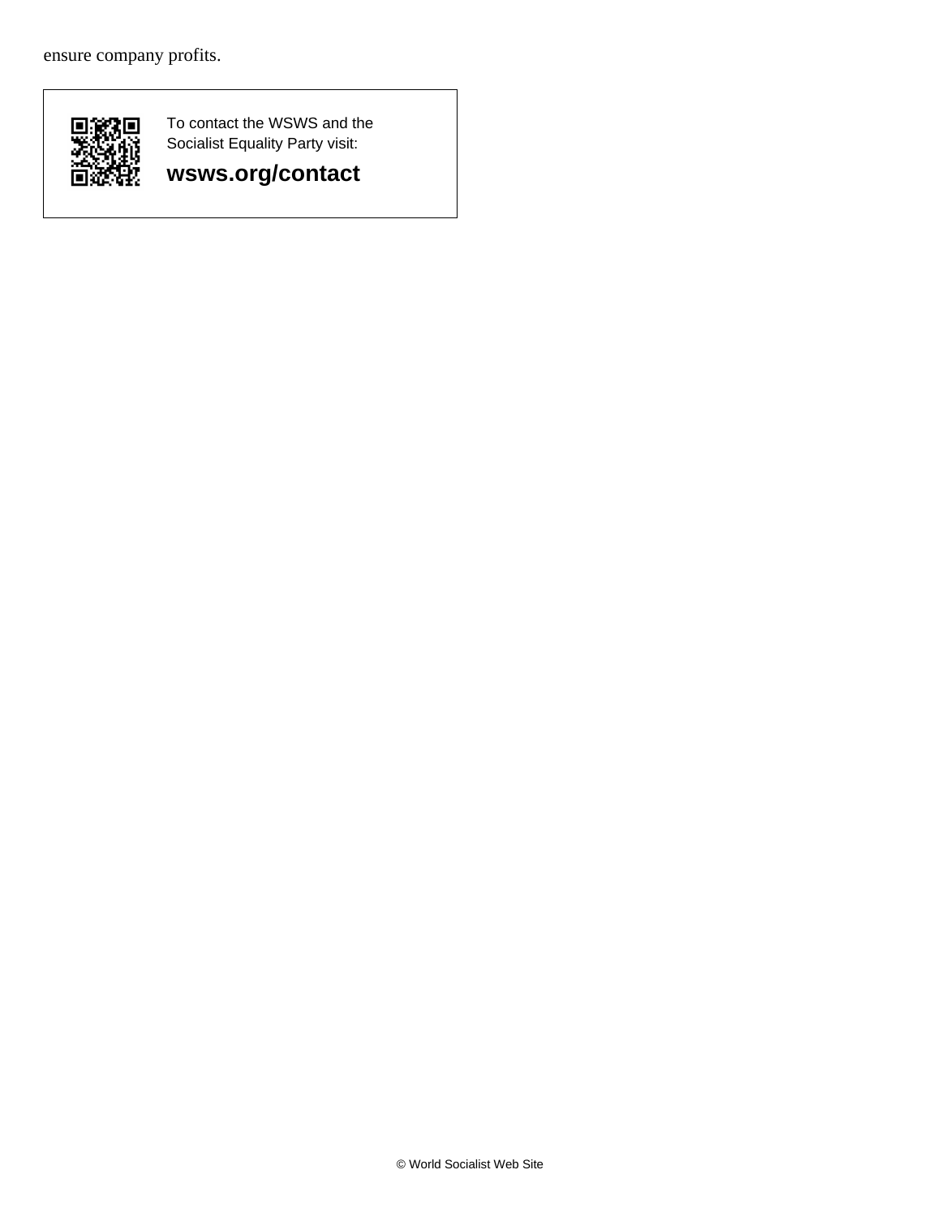ensure company profits.

To contact the WSWS and the Socialist Equality Party visit:

**wsws.org/contact**